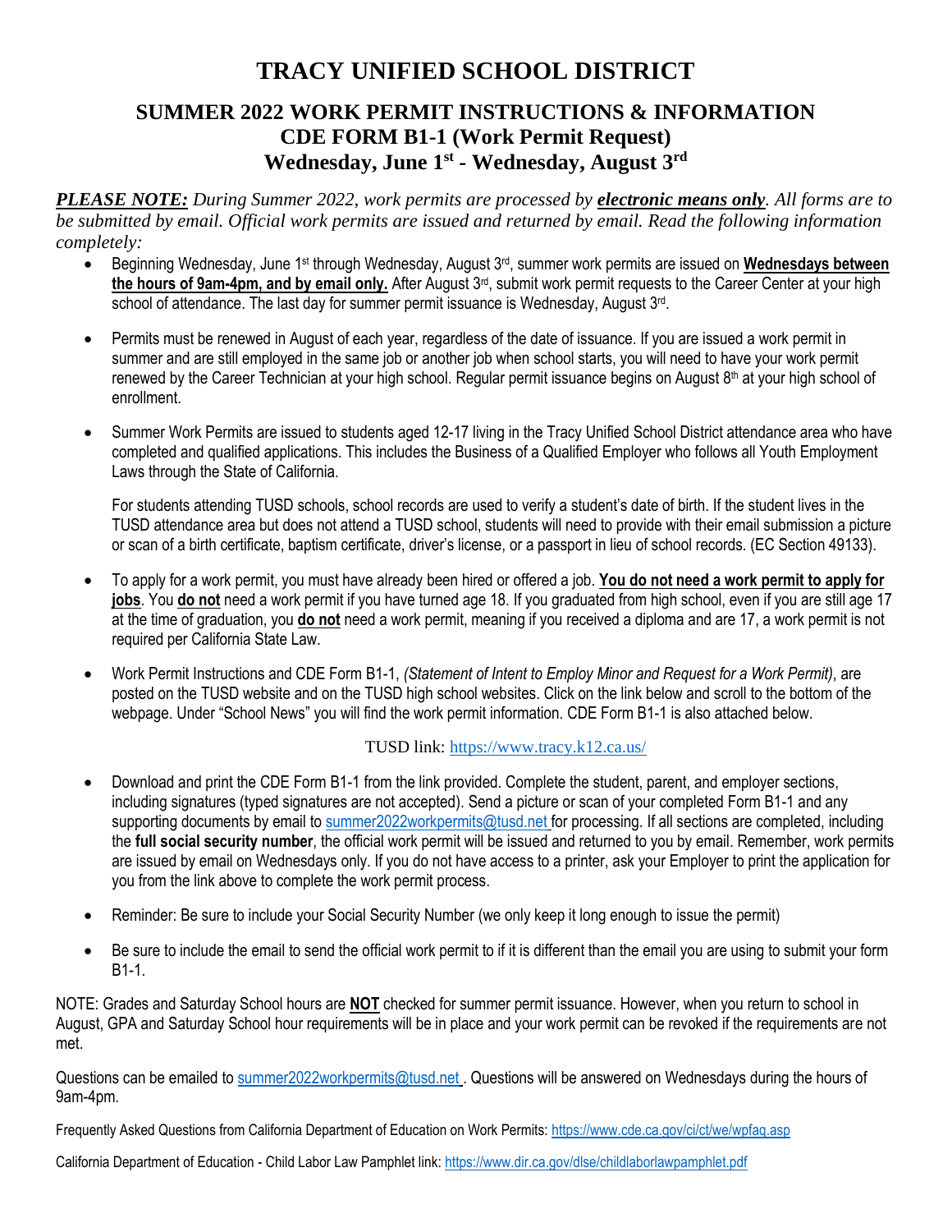# TRACY UNIFIED SCHOOL DISTRICT

## SUMMER 2022 WORK PERMIT INSTRUCTIONS & INFORMATION
## CDE FORM B1-1 (Work Permit Request)
## Wednesday, June 1st - Wednesday, August 3rd

***PLEASE NOTE:*** *During Summer 2022, work permits are processed by* ***electronic means only****. All forms are to be submitted by email. Official work permits are issued and returned by email. Read the following information completely:*

- Beginning Wednesday, June 1st through Wednesday, August 3rd, summer work permits are issued on **Wednesdays between the hours of 9am-4pm, and by email only.** After August 3rd, submit work permit requests to the Career Center at your high school of attendance. The last day for summer permit issuance is Wednesday, August 3rd.

- Permits must be renewed in August of each year, regardless of the date of issuance. If you are issued a work permit in summer and are still employed in the same job or another job when school starts, you will need to have your work permit renewed by the Career Technician at your high school. Regular permit issuance begins on August 8th at your high school of enrollment.

- Summer Work Permits are issued to students aged 12-17 living in the Tracy Unified School District attendance area who have completed and qualified applications. This includes the Business of a Qualified Employer who follows all Youth Employment Laws through the State of California.

  For students attending TUSD schools, school records are used to verify a student's date of birth. If the student lives in the TUSD attendance area but does not attend a TUSD school, students will need to provide with their email submission a picture or scan of a birth certificate, baptism certificate, driver's license, or a passport in lieu of school records. (EC Section 49133).

- To apply for a work permit, you must have already been hired or offered a job. **You do not need a work permit to apply for jobs**. You **do not** need a work permit if you have turned age 18. If you graduated from high school, even if you are still age 17 at the time of graduation, you **do not** need a work permit, meaning if you received a diploma and are 17, a work permit is not required per California State Law.

- Work Permit Instructions and CDE Form B1-1, *(Statement of Intent to Employ Minor and Request for a Work Permit)*, are posted on the TUSD website and on the TUSD high school websites. Click on the link below and scroll to the bottom of the webpage. Under "School News" you will find the work permit information. CDE Form B1-1 is also attached below.

  TUSD link: https://www.tracy.k12.ca.us/

- Download and print the CDE Form B1-1 from the link provided. Complete the student, parent, and employer sections, including signatures (typed signatures are not accepted). Send a picture or scan of your completed Form B1-1 and any supporting documents by email to summer2022workpermits@tusd.net for processing. If all sections are completed, including the **full social security number**, the official work permit will be issued and returned to you by email. Remember, work permits are issued by email on Wednesdays only. If you do not have access to a printer, ask your Employer to print the application for you from the link above to complete the work permit process.

- Reminder: Be sure to include your Social Security Number (we only keep it long enough to issue the permit)

- Be sure to include the email to send the official work permit to if it is different than the email you are using to submit your form B1-1.

NOTE: Grades and Saturday School hours are **NOT** checked for summer permit issuance. However, when you return to school in August, GPA and Saturday School hour requirements will be in place and your work permit can be revoked if the requirements are not met.

Questions can be emailed to summer2022workpermits@tusd.net . Questions will be answered on Wednesdays during the hours of 9am-4pm.

Frequently Asked Questions from California Department of Education on Work Permits: https://www.cde.ca.gov/ci/ct/we/wpfaq.asp

California Department of Education - Child Labor Law Pamphlet link: https://www.dir.ca.gov/dlse/childlaborlawpamphlet.pdf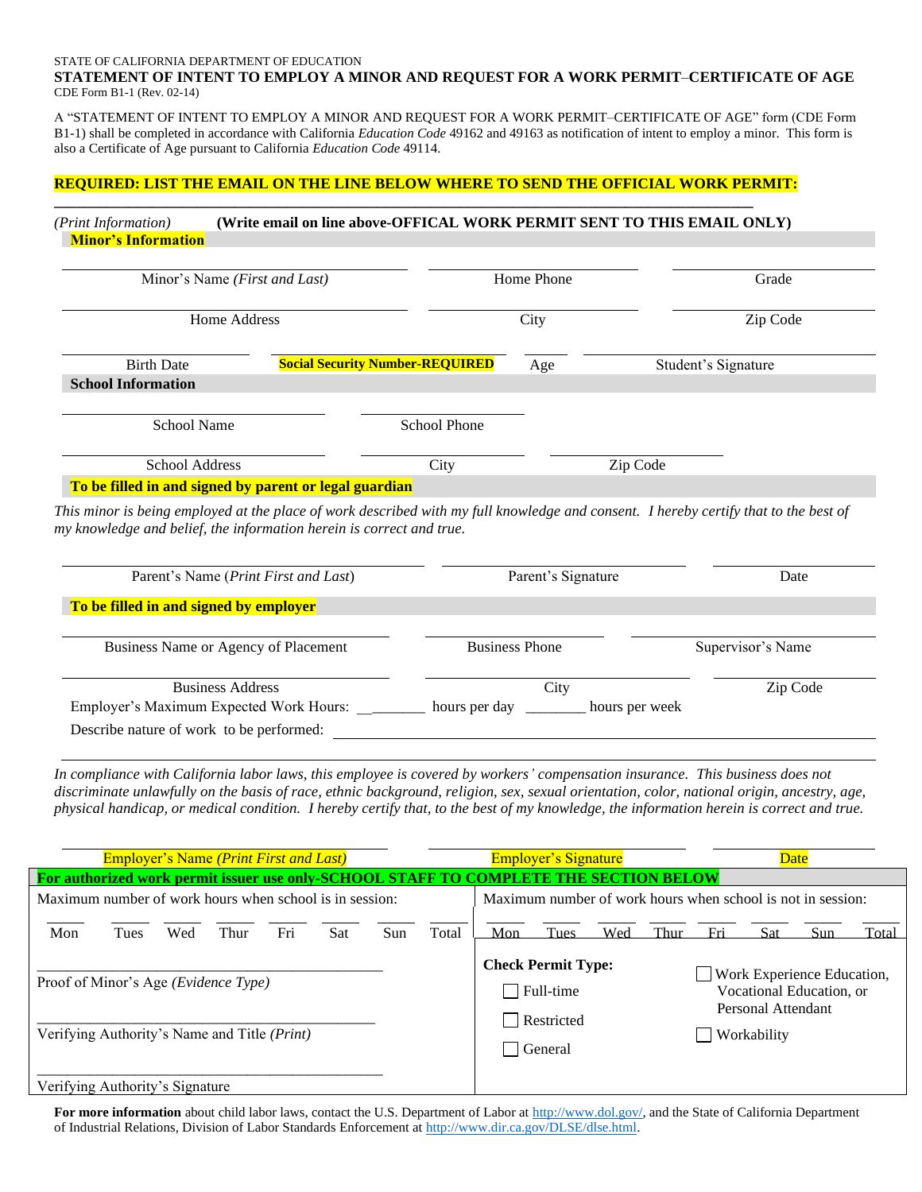STATE OF CALIFORNIA DEPARTMENT OF EDUCATION

**STATEMENT OF INTENT TO EMPLOY A MINOR AND REQUEST FOR A WORK PERMIT–CERTIFICATE OF AGE**

CDE Form B1-1 (Rev. 02-14)

A "STATEMENT OF INTENT TO EMPLOY A MINOR AND REQUEST FOR A WORK PERMIT–CERTIFICATE OF AGE" form (CDE Form B1-1) shall be completed in accordance with California *Education Code* 49162 and 49163 as notification of intent to employ a minor. This form is also a Certificate of Age pursuant to California *Education Code* 49114.

**REQUIRED: LIST THE EMAIL ON THE LINE BELOW WHERE TO SEND THE OFFICIAL WORK PERMIT:**

_______________________________________________________________________________

*(Print Information)* **(Write email on line above-OFFICAL WORK PERMIT SENT TO THIS EMAIL ONLY)**

**Minor's Information**

| | | |
|---|---|---|
| Minor's Name *(First and Last)* | Home Phone | Grade |
| Home Address | City | Zip Code |

| | | | |
|---|---|---|---|
| Birth Date | **Social Security Number-REQUIRED** | Age | Student's Signature |

**School Information**

| | | |
|---|---|---|
| School Name | School Phone | |
| School Address | City | Zip Code |

**To be filled in and signed by parent or legal guardian**

*This minor is being employed at the place of work described with my full knowledge and consent. I hereby certify that to the best of my knowledge and belief, the information herein is correct and true.*

| | | |
|---|---|---|
| Parent's Name *(Print First and Last)* | Parent's Signature | Date |

**To be filled in and signed by employer**

| | | |
|---|---|---|
| Business Name or Agency of Placement | Business Phone | Supervisor's Name |
| Business Address | City | Zip Code |

Employer's Maximum Expected Work Hours: __________ hours per day __________ hours per week

Describe nature of work to be performed: ______________________________________________

*In compliance with California labor laws, this employee is covered by workers' compensation insurance. This business does not discriminate unlawfully on the basis of race, ethnic background, religion, sex, sexual orientation, color, national origin, ancestry, age, physical handicap, or medical condition. I hereby certify that, to the best of my knowledge, the information herein is correct and true.*

| | | |
|---|---|---|
| Employer's Name *(Print First and Last)* | Employer's Signature | Date |

**For authorized work permit issuer use only-SCHOOL STAFF TO COMPLETE THE SECTION BELOW**

Maximum number of work hours when school is in session:

| Mon | Tues | Wed | Thur | Fri | Sat | Sun | Total |
|---|---|---|---|---|---|---|---|
| | | | | | | | |

Maximum number of work hours when school is not in session:

| Mon | Tues | Wed | Thur | Fri | Sat | Sun | Total |
|---|---|---|---|---|---|---|---|
| | | | | | | | |

Proof of Minor's Age *(Evidence Type)* ______________________________

Verifying Authority's Name and Title *(Print)* ______________________________

Verifying Authority's Signature ______________________________

**Check Permit Type:**

- ☐ Full-time
- ☐ Restricted
- ☐ General
- ☐ Work Experience Education, Vocational Education, or Personal Attendant
- ☐ Workability

**For more information** about child labor laws, contact the U.S. Department of Labor at http://www.dol.gov/, and the State of California Department of Industrial Relations, Division of Labor Standards Enforcement at http://www.dir.ca.gov/DLSE/dlse.html.